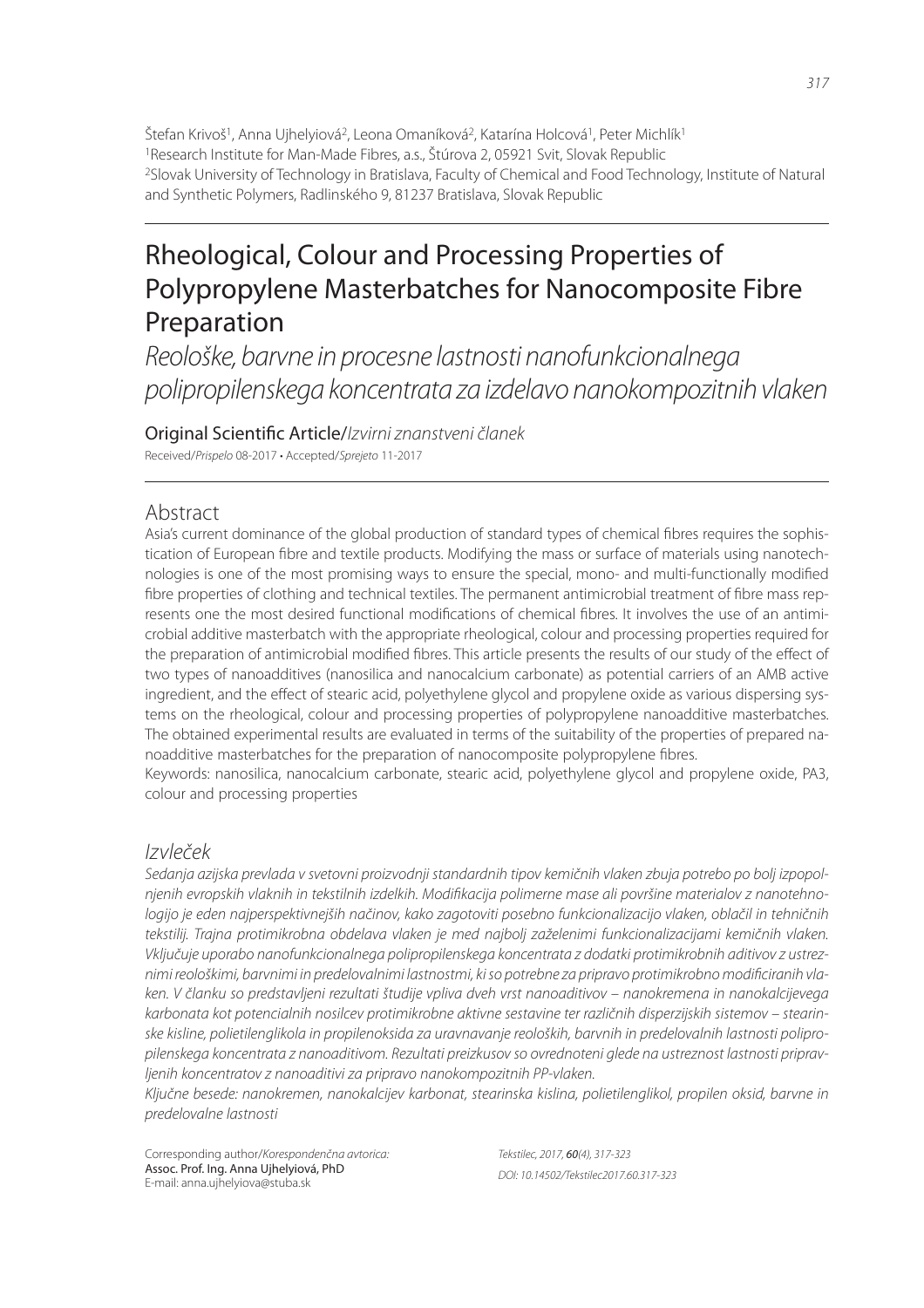Štefan Krivoš[1], Anna Ujhelyiová[2], Leona Omaníková[2], Katarína Holcová[1], Peter Michlík[1]
[1]Research Institute for Man-Made Fibres, a.s., Štúrova 2, 05921 Svit, Slovak Republic
[2]Slovak University of Technology in Bratislava, Faculty of Chemical and Food Technology, Institute of Natural and Synthetic Polymers, Radlinského 9, 81237 Bratislava, Slovak Republic

# Rheological, Colour and Processing Properties of Polypropylene Masterbatches for Nanocomposite Fibre Preparation

*Reološke, barvne in procesne lastnosti nanofunkcionalnega polipropilenskega koncentrata za izdelavo nanokompozitnih vlaken*

**Original Scientific Article**/*Izvirni znanstveni članek*

Received/*Prispelo* 08-2017 • Accepted/*Sprejeto* 11-2017

## Abstract

Asia's current dominance of the global production of standard types of chemical fibres requires the sophistication of European fibre and textile products. Modifying the mass or surface of materials using nanotechnologies is one of the most promising ways to ensure the special, mono- and multi-functionally modified fibre properties of clothing and technical textiles. The permanent antimicrobial treatment of fibre mass represents one the most desired functional modifications of chemical fibres. It involves the use of an antimicrobial additive masterbatch with the appropriate rheological, colour and processing properties required for the preparation of antimicrobial modified fibres. This article presents the results of our study of the effect of two types of nanoadditives (nanosilica and nanocalcium carbonate) as potential carriers of an AMB active ingredient, and the effect of stearic acid, polyethylene glycol and propylene oxide as various dispersing systems on the rheological, colour and processing properties of polypropylene nanoadditive masterbatches. The obtained experimental results are evaluated in terms of the suitability of the properties of prepared nanoadditive masterbatches for the preparation of nanocomposite polypropylene fibres.

Keywords: nanosilica, nanocalcium carbonate, stearic acid, polyethylene glycol and propylene oxide, PA3, colour and processing properties

## *Izvleček*

*Sedanja azijska prevlada v svetovni proizvodnji standardnih tipov kemičnih vlaken zbuja potrebo po bolj izpopolnjenih evropskih vlaknih in tekstilnih izdelkih. Modifikacija polimerne mase ali površine materialov z nanotehnologijo je eden najperspektivnejših načinov, kako zagotoviti posebno funkcionalizacijo vlaken, oblačil in tehničnih tekstilij. Trajna protimikrobna obdelava vlaken je med najbolj zaželenimi funkcionalizacijami kemičnih vlaken. Vključuje uporabo nanofunkcionalnega polipropilenskega koncentrata z dodatki protimikrobnih aditivov z ustreznimi reološkimi, barvnimi in predelovalnimi lastnostmi, ki so potrebne za pripravo protimikrobno modificiranih vlaken. V članku so predstavljeni rezultati študije vpliva dveh vrst nanoaditivov – nanokremena in nanokalcijevega karbonata kot potencialnih nosilcev protimikrobne aktivne sestavine ter različnih disperzijskih sistemov – stearinske kisline, polietilenglikola in propilenoksida za uravnavanje reoloških, barvnih in predelovalnih lastnosti polipropilenskega koncentrata z nanoaditivom. Rezultati preizkusov so ovrednoteni glede na ustreznost lastnosti pripravljenih koncentratov z nanoaditivi za pripravo nanokompozitnih PP-vlaken.*

*Ključne besede: nanokremen, nanokalcijev karbonat, stearinska kislina, polietilenglikol, propilen oksid, barvne in predelovalne lastnosti*

Corresponding author/*Korespondenčna avtorica:*
Assoc. Prof. Ing. Anna Ujhelyiová, PhD
E-mail: anna.ujhelyiova@stuba.sk

*Tekstilec, 2017,* ***60****(4), 317-323*
*DOI: 10.14502/Tekstilec2017.60.317-323*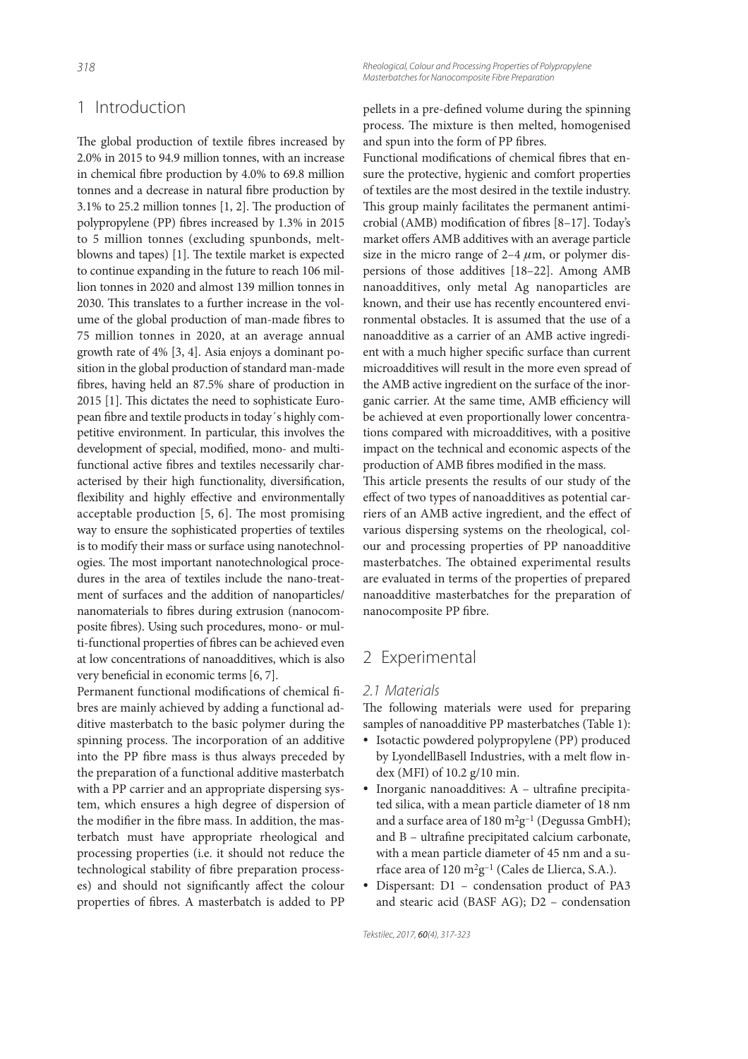# 1 Introduction

The global production of textile fibres increased by 2.0% in 2015 to 94.9 million tonnes, with an increase in chemical fibre production by 4.0% to 69.8 million tonnes and a decrease in natural fibre production by 3.1% to 25.2 million tonnes [1, 2]. The production of polypropylene (PP) fibres increased by 1.3% in 2015 to 5 million tonnes (excluding spunbonds, meltblowns and tapes) [1]. The textile market is expected to continue expanding in the future to reach 106 million tonnes in 2020 and almost 139 million tonnes in 2030. This translates to a further increase in the volume of the global production of man-made fibres to 75 million tonnes in 2020, at an average annual growth rate of 4% [3, 4]. Asia enjoys a dominant position in the global production of standard man-made fibres, having held an 87.5% share of production in 2015 [1]. This dictates the need to sophisticate European fibre and textile products in today´s highly competitive environment. In particular, this involves the development of special, modified, mono- and multifunctional active fibres and textiles necessarily characterised by their high functionality, diversification, flexibility and highly effective and environmentally acceptable production [5, 6]. The most promising way to ensure the sophisticated properties of textiles is to modify their mass or surface using nanotechnologies. The most important nanotechnological procedures in the area of textiles include the nano-treatment of surfaces and the addition of nanoparticles/nanomaterials to fibres during extrusion (nanocomposite fibres). Using such procedures, mono- or multi-functional properties of fibres can be achieved even at low concentrations of nanoadditives, which is also very beneficial in economic terms [6, 7].

Permanent functional modifications of chemical fibres are mainly achieved by adding a functional additive masterbatch to the basic polymer during the spinning process. The incorporation of an additive into the PP fibre mass is thus always preceded by the preparation of a functional additive masterbatch with a PP carrier and an appropriate dispersing system, which ensures a high degree of dispersion of the modifier in the fibre mass. In addition, the masterbatch must have appropriate rheological and processing properties (i.e. it should not reduce the technological stability of fibre preparation processes) and should not significantly affect the colour properties of fibres. A masterbatch is added to PP pellets in a pre-defined volume during the spinning process. The mixture is then melted, homogenised and spun into the form of PP fibres.

Functional modifications of chemical fibres that ensure the protective, hygienic and comfort properties of textiles are the most desired in the textile industry. This group mainly facilitates the permanent antimicrobial (AMB) modification of fibres [8–17]. Today's market offers AMB additives with an average particle size in the micro range of 2–4 $\mu$m, or polymer dispersions of those additives [18–22]. Among AMB nanoadditives, only metal Ag nanoparticles are known, and their use has recently encountered environmental obstacles. It is assumed that the use of a nanoadditive as a carrier of an AMB active ingredient with a much higher specific surface than current microadditives will result in the more even spread of the AMB active ingredient on the surface of the inorganic carrier. At the same time, AMB efficiency will be achieved at even proportionally lower concentrations compared with microadditives, with a positive impact on the technical and economic aspects of the production of AMB fibres modified in the mass.

This article presents the results of our study of the effect of two types of nanoadditives as potential carriers of an AMB active ingredient, and the effect of various dispersing systems on the rheological, colour and processing properties of PP nanoadditive masterbatches. The obtained experimental results are evaluated in terms of the properties of prepared nanoadditive masterbatches for the preparation of nanocomposite PP fibre.

# 2 Experimental

## 2.1 Materials

The following materials were used for preparing samples of nanoadditive PP masterbatches (Table 1):

- Isotactic powdered polypropylene (PP) produced by LyondellBasell Industries, with a melt flow index (MFI) of 10.2 g/10 min.
- Inorganic nanoadditives: A – ultrafine precipitated silica, with a mean particle diameter of 18 nm and a surface area of 180 $m^2g^{-1}$ (Degussa GmbH); and B – ultrafine precipitated calcium carbonate, with a mean particle diameter of 45 nm and a surface area of 120 $m^2g^{-1}$ (Cales de Llierca, S.A.).
- Dispersant: D1 – condensation product of PA3 and stearic acid (BASF AG); D2 – condensation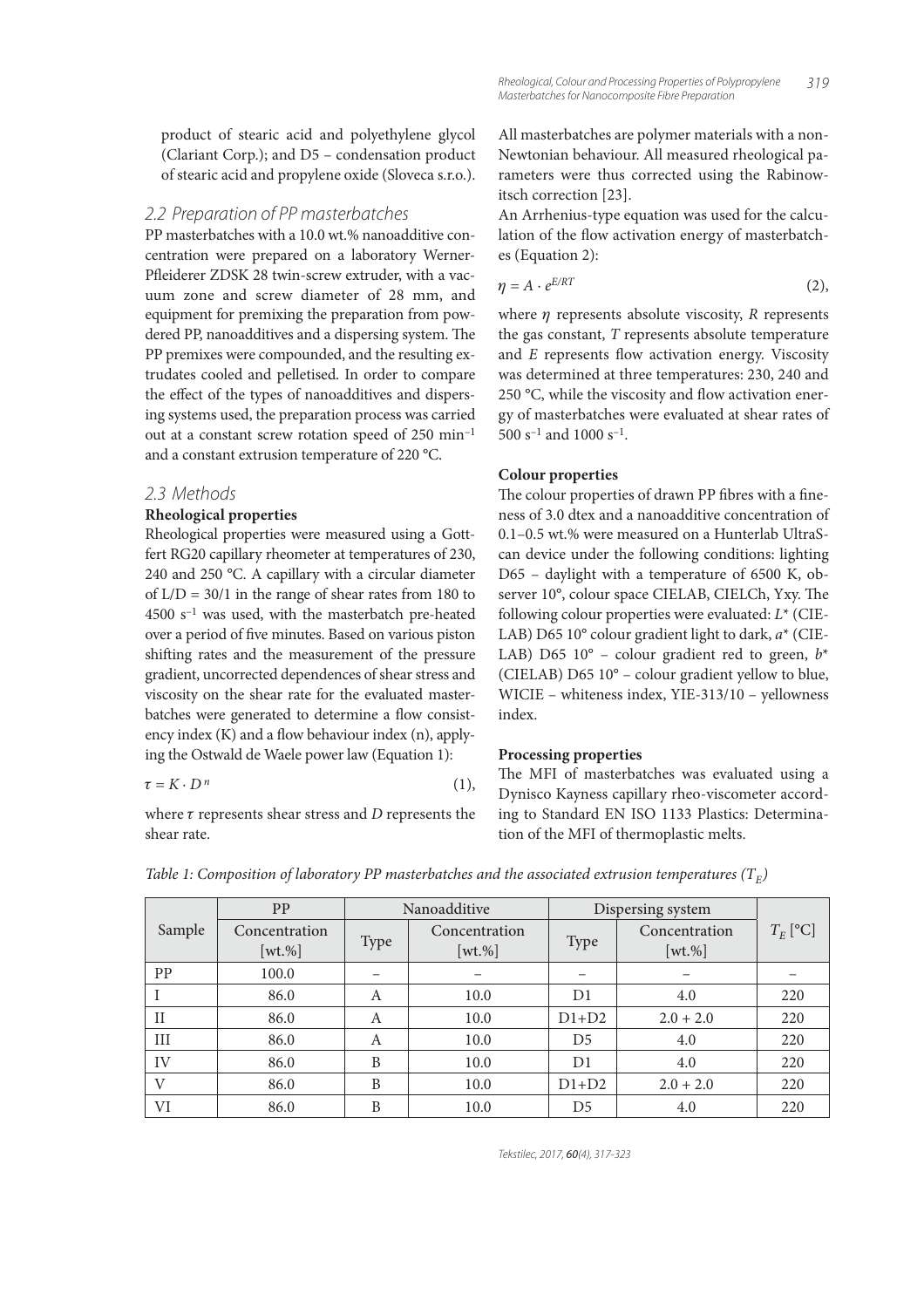product of stearic acid and polyethylene glycol (Clariant Corp.); and D5 – condensation product of stearic acid and propylene oxide (Sloveca s.r.o.).

## 2.2 Preparation of PP masterbatches

PP masterbatches with a 10.0 wt.% nanoadditive concentration were prepared on a laboratory Werner-Pfleiderer ZDSK 28 twin-screw extruder, with a vacuum zone and screw diameter of 28 mm, and equipment for premixing the preparation from powdered PP, nanoadditives and a dispersing system. The PP premixes were compounded, and the resulting extrudates cooled and pelletised. In order to compare the effect of the types of nanoadditives and dispersing systems used, the preparation process was carried out at a constant screw rotation speed of 250 min$^{-1}$ and a constant extrusion temperature of 220 °C.

## 2.3 Methods

**Rheological properties**

Rheological properties were measured using a Gottfert RG20 capillary rheometer at temperatures of 230, 240 and 250 °C. A capillary with a circular diameter of L/D = 30/1 in the range of shear rates from 180 to 4500 s$^{-1}$ was used, with the masterbatch pre-heated over a period of five minutes. Based on various piston shifting rates and the measurement of the pressure gradient, uncorrected dependences of shear stress and viscosity on the shear rate for the evaluated masterbatches were generated to determine a flow consistency index (K) and a flow behaviour index (n), applying the Ostwald de Waele power law (Equation 1):

$$\tau = K \cdot D^{n} \tag{1}$$

where $\tau$ represents shear stress and $D$ represents the shear rate.

All masterbatches are polymer materials with a non-Newtonian behaviour. All measured rheological parameters were thus corrected using the Rabinowitsch correction [23].

An Arrhenius-type equation was used for the calculation of the flow activation energy of masterbatches (Equation 2):

$$\eta = A \cdot e^{E/RT} \tag{2}$$

where $\eta$ represents absolute viscosity, $R$ represents the gas constant, $T$ represents absolute temperature and $E$ represents flow activation energy. Viscosity was determined at three temperatures: 230, 240 and 250 °C, while the viscosity and flow activation energy of masterbatches were evaluated at shear rates of 500 s$^{-1}$ and 1000 s$^{-1}$.

**Colour properties**

The colour properties of drawn PP fibres with a fineness of 3.0 dtex and a nanoadditive concentration of 0.1–0.5 wt.% were measured on a Hunterlab UltraScan device under the following conditions: lighting D65 – daylight with a temperature of 6500 K, observer 10°, colour space CIELAB, CIELCh, Yxy. The following colour properties were evaluated: $L^*$ (CIELAB) D65 10° colour gradient light to dark, $a^*$ (CIELAB) D65 10° – colour gradient red to green, $b^*$ (CIELAB) D65 10° – colour gradient yellow to blue, WICIE – whiteness index, YIE-313/10 – yellowness index.

**Processing properties**

The MFI of masterbatches was evaluated using a Dynisco Kayness capillary rheo-viscometer according to Standard EN ISO 1133 Plastics: Determination of the MFI of thermoplastic melts.

*Table 1: Composition of laboratory PP masterbatches and the associated extrusion temperatures ($T_E$)*

| Sample | PP | Nanoadditive | | Dispersing system | | $T_E$ [°C] |
|---|---|---|---|---|---|---|
| | Concentration [wt.%] | Type | Concentration [wt.%] | Type | Concentration [wt.%] | |
| PP | 100.0 | – | – | – | – | – |
| I | 86.0 | A | 10.0 | D1 | 4.0 | 220 |
| II | 86.0 | A | 10.0 | D1+D2 | 2.0 + 2.0 | 220 |
| III | 86.0 | A | 10.0 | D5 | 4.0 | 220 |
| IV | 86.0 | B | 10.0 | D1 | 4.0 | 220 |
| V | 86.0 | B | 10.0 | D1+D2 | 2.0 + 2.0 | 220 |
| VI | 86.0 | B | 10.0 | D5 | 4.0 | 220 |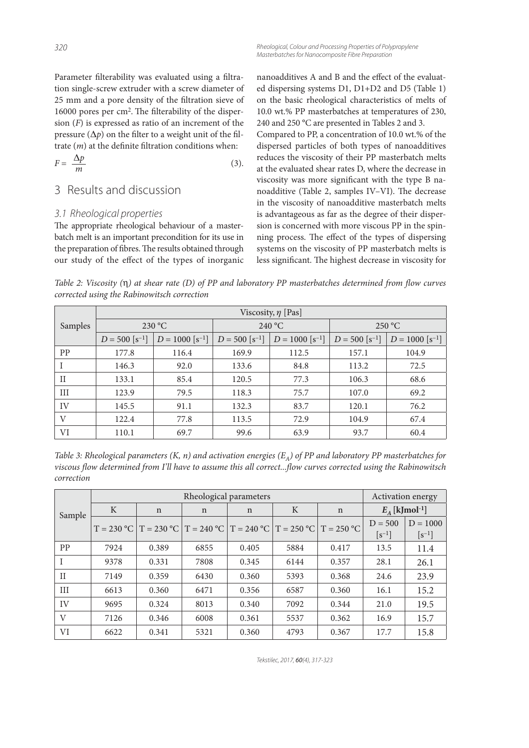Parameter filterability was evaluated using a filtration single-screw extruder with a screw diameter of 25 mm and a pore density of the filtration sieve of 16000 pores per cm$^2$. The filterability of the dispersion ($F$) is expressed as ratio of an increment of the pressure ($\Delta p$) on the filter to a weight unit of the filtrate ($m$) at the definite filtration conditions when:

$$F = \frac{\Delta p}{m} \tag{3}$$

## 3 Results and discussion

### 3.1 Rheological properties

The appropriate rheological behaviour of a masterbatch melt is an important precondition for its use in the preparation of fibres. The results obtained through our study of the effect of the types of inorganic nanoadditives A and B and the effect of the evaluated dispersing systems D1, D1+D2 and D5 (Table 1) on the basic rheological characteristics of melts of 10.0 wt.% PP masterbatches at temperatures of 230, 240 and 250 °C are presented in Tables 2 and 3.

Compared to PP, a concentration of 10.0 wt.% of the dispersed particles of both types of nanoadditives reduces the viscosity of their PP masterbatch melts at the evaluated shear rates D, where the decrease in viscosity was more significant with the type B nanoadditive (Table 2, samples IV–VI). The decrease in the viscosity of nanoadditive masterbatch melts is advantageous as far as the degree of their dispersion is concerned with more viscous PP in the spinning process. The effect of the types of dispersing systems on the viscosity of PP masterbatch melts is less significant. The highest decrease in viscosity for

*Table 2: Viscosity (η) at shear rate (D) of PP and laboratory PP masterbatches determined from flow curves corrected using the Rabinowitsch correction*

| Samples | Viscosity, $\eta$ [Pas] | | | | | |
|---|---|---|---|---|---|---|
| | 230 °C | | 240 °C | | 250 °C | |
| | $D = 500$ [s$^{-1}$] | $D = 1000$ [s$^{-1}$] | $D = 500$ [s$^{-1}$] | $D = 1000$ [s$^{-1}$] | $D = 500$ [s$^{-1}$] | $D = 1000$ [s$^{-1}$] |
| PP | 177.8 | 116.4 | 169.9 | 112.5 | 157.1 | 104.9 |
| I | 146.3 | 92.0 | 133.6 | 84.8 | 113.2 | 72.5 |
| II | 133.1 | 85.4 | 120.5 | 77.3 | 106.3 | 68.6 |
| III | 123.9 | 79.5 | 118.3 | 75.7 | 107.0 | 69.2 |
| IV | 145.5 | 91.1 | 132.3 | 83.7 | 120.1 | 76.2 |
| V | 122.4 | 77.8 | 113.5 | 72.9 | 104.9 | 67.4 |
| VI | 110.1 | 69.7 | 99.6 | 63.9 | 93.7 | 60.4 |

*Table 3: Rheological parameters (K, n) and activation energies ($E_A$) of PP and laboratory PP masterbatches for viscous flow determined from I'll have to assume this all correct...flow curves corrected using the Rabinowitsch correction*

| Sample | Rheological parameters | | | | | | Activation energy | |
|---|---|---|---|---|---|---|---|---|
| | K | n | n | n | K | n | $E_A$ [kJmol$^{-1}$] | |
| | T = 230 °C | T = 230 °C | T = 240 °C | T = 240 °C | T = 250 °C | T = 250 °C | D = 500 [s$^{-1}$] | D = 1000 [s$^{-1}$] |
| PP | 7924 | 0.389 | 6855 | 0.405 | 5884 | 0.417 | 13.5 | 11.4 |
| I | 9378 | 0.331 | 7808 | 0.345 | 6144 | 0.357 | 28.1 | 26.1 |
| II | 7149 | 0.359 | 6430 | 0.360 | 5393 | 0.368 | 24.6 | 23.9 |
| III | 6613 | 0.360 | 6471 | 0.356 | 6587 | 0.360 | 16.1 | 15.2 |
| IV | 9695 | 0.324 | 8013 | 0.340 | 7092 | 0.344 | 21.0 | 19.5 |
| V | 7126 | 0.346 | 6008 | 0.361 | 5537 | 0.362 | 16.9 | 15.7 |
| VI | 6622 | 0.341 | 5321 | 0.360 | 4793 | 0.367 | 17.7 | 15.8 |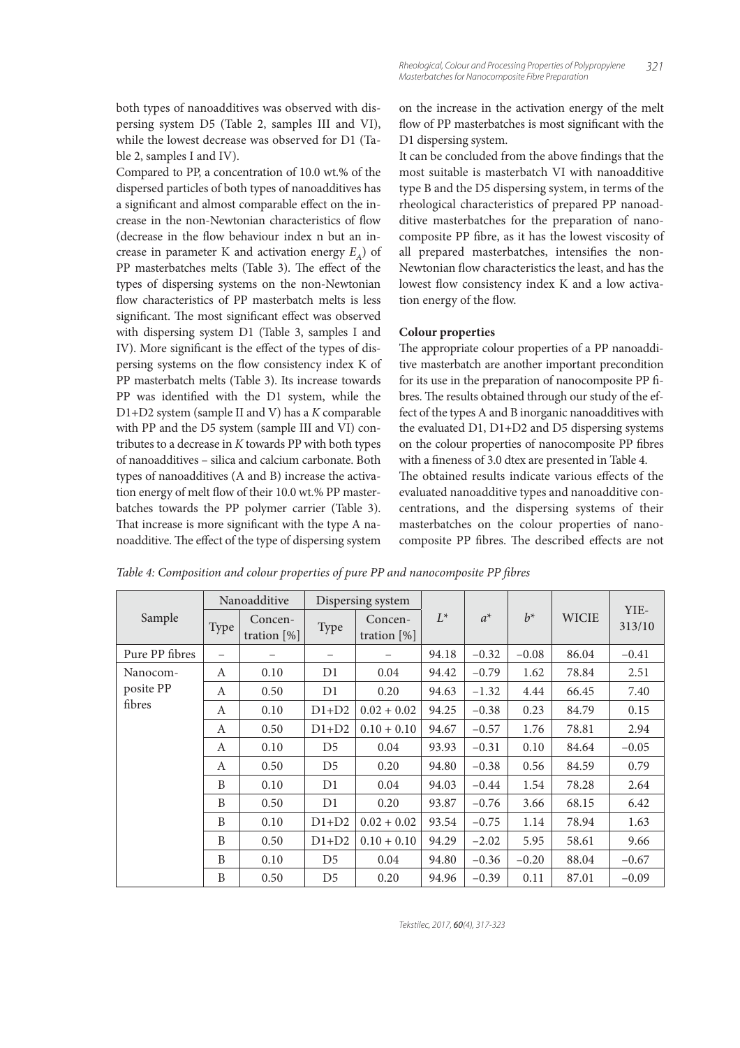both types of nanoadditives was observed with dispersing system D5 (Table 2, samples III and VI), while the lowest decrease was observed for D1 (Table 2, samples I and IV).

Compared to PP, a concentration of 10.0 wt.% of the dispersed particles of both types of nanoadditives has a significant and almost comparable effect on the increase in the non-Newtonian characteristics of flow (decrease in the flow behaviour index n but an increase in parameter K and activation energy $E_A$) of PP masterbatches melts (Table 3). The effect of the types of dispersing systems on the non-Newtonian flow characteristics of PP masterbatch melts is less significant. The most significant effect was observed with dispersing system D1 (Table 3, samples I and IV). More significant is the effect of the types of dispersing systems on the flow consistency index K of PP masterbatch melts (Table 3). Its increase towards PP was identified with the D1 system, while the D1+D2 system (sample II and V) has a *K* comparable with PP and the D5 system (sample III and VI) contributes to a decrease in *K* towards PP with both types of nanoadditives – silica and calcium carbonate. Both types of nanoadditives (A and B) increase the activation energy of melt flow of their 10.0 wt.% PP masterbatches towards the PP polymer carrier (Table 3). That increase is more significant with the type A nanoadditive. The effect of the type of dispersing system on the increase in the activation energy of the melt flow of PP masterbatches is most significant with the D1 dispersing system.

It can be concluded from the above findings that the most suitable is masterbatch VI with nanoadditive type B and the D5 dispersing system, in terms of the rheological characteristics of prepared PP nanoadditive masterbatches for the preparation of nanocomposite PP fibre, as it has the lowest viscosity of all prepared masterbatches, intensifies the non-Newtonian flow characteristics the least, and has the lowest flow consistency index K and a low activation energy of the flow.

**Colour properties**

The appropriate colour properties of a PP nanoadditive masterbatch are another important precondition for its use in the preparation of nanocomposite PP fibres. The results obtained through our study of the effect of the types A and B inorganic nanoadditives with the evaluated D1, D1+D2 and D5 dispersing systems on the colour properties of nanocomposite PP fibres with a fineness of 3.0 dtex are presented in Table 4.

The obtained results indicate various effects of the evaluated nanoadditive types and nanoadditive concentrations, and the dispersing systems of their masterbatches on the colour properties of nanocomposite PP fibres. The described effects are not

*Table 4: Composition and colour properties of pure PP and nanocomposite PP fibres*

| Sample | Nanoadditive | | Dispersing system | | $L^*$ | $a^*$ | $b^*$ | WICIE | YIE-313/10 |
|---|---|---|---|---|---|---|---|---|---|
| | Type | Concentration [%] | Type | Concentration [%] | | | | | |
| Pure PP fibres | – | – | – | – | 94.18 | −0.32 | −0.08 | 86.04 | −0.41 |
| Nanocomposite PP fibres | A | 0.10 | D1 | 0.04 | 94.42 | −0.79 | 1.62 | 78.84 | 2.51 |
| | A | 0.50 | D1 | 0.20 | 94.63 | −1.32 | 4.44 | 66.45 | 7.40 |
| | A | 0.10 | D1+D2 | 0.02 + 0.02 | 94.25 | −0.38 | 0.23 | 84.79 | 0.15 |
| | A | 0.50 | D1+D2 | 0.10 + 0.10 | 94.67 | −0.57 | 1.76 | 78.81 | 2.94 |
| | A | 0.10 | D5 | 0.04 | 93.93 | −0.31 | 0.10 | 84.64 | −0.05 |
| | A | 0.50 | D5 | 0.20 | 94.80 | −0.38 | 0.56 | 84.59 | 0.79 |
| | B | 0.10 | D1 | 0.04 | 94.03 | −0.44 | 1.54 | 78.28 | 2.64 |
| | B | 0.50 | D1 | 0.20 | 93.87 | −0.76 | 3.66 | 68.15 | 6.42 |
| | B | 0.10 | D1+D2 | 0.02 + 0.02 | 93.54 | −0.75 | 1.14 | 78.94 | 1.63 |
| | B | 0.50 | D1+D2 | 0.10 + 0.10 | 94.29 | −2.02 | 5.95 | 58.61 | 9.66 |
| | B | 0.10 | D5 | 0.04 | 94.80 | −0.36 | −0.20 | 88.04 | −0.67 |
| | B | 0.50 | D5 | 0.20 | 94.96 | −0.39 | 0.11 | 87.01 | −0.09 |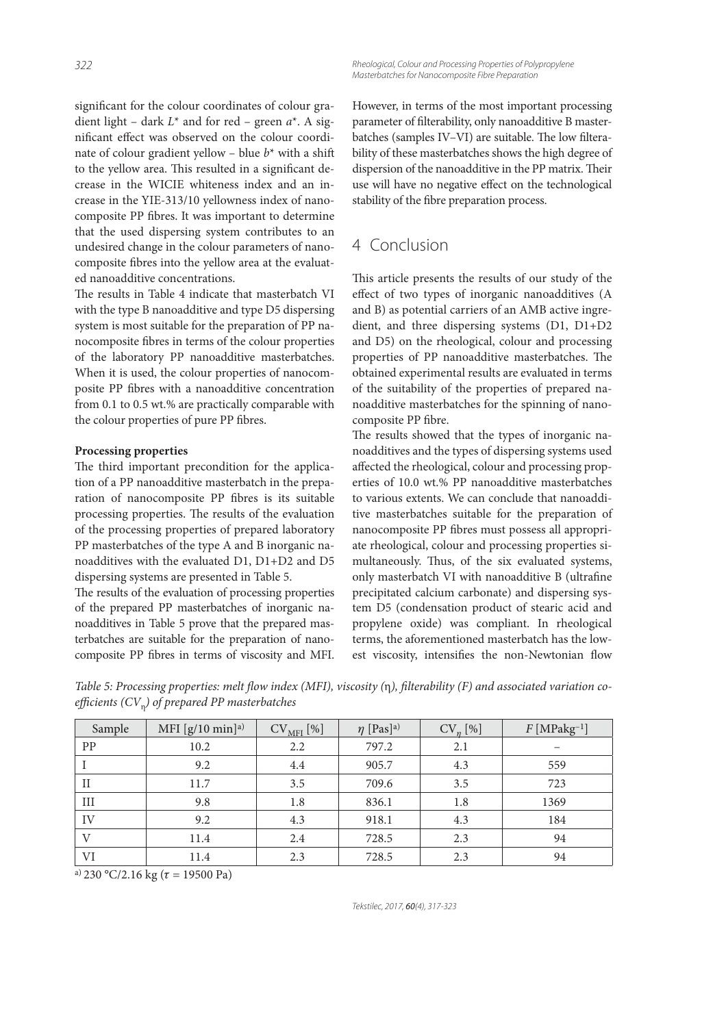significant for the colour coordinates of colour gradient light – dark $L^*$ and for red – green $a^*$. A significant effect was observed on the colour coordinate of colour gradient yellow – blue $b^*$ with a shift to the yellow area. This resulted in a significant decrease in the WICIE whiteness index and an increase in the YIE-313/10 yellowness index of nanocomposite PP fibres. It was important to determine that the used dispersing system contributes to an undesired change in the colour parameters of nanocomposite fibres into the yellow area at the evaluated nanoadditive concentrations.

The results in Table 4 indicate that masterbatch VI with the type B nanoadditive and type D5 dispersing system is most suitable for the preparation of PP nanocomposite fibres in terms of the colour properties of the laboratory PP nanoadditive masterbatches. When it is used, the colour properties of nanocomposite PP fibres with a nanoadditive concentration from 0.1 to 0.5 wt.% are practically comparable with the colour properties of pure PP fibres.

**Processing properties**

The third important precondition for the application of a PP nanoadditive masterbatch in the preparation of nanocomposite PP fibres is its suitable processing properties. The results of the evaluation of the processing properties of prepared laboratory PP masterbatches of the type A and B inorganic nanoadditives with the evaluated D1, D1+D2 and D5 dispersing systems are presented in Table 5.

The results of the evaluation of processing properties of the prepared PP masterbatches of inorganic nanoadditives in Table 5 prove that the prepared masterbatches are suitable for the preparation of nanocomposite PP fibres in terms of viscosity and MFI. However, in terms of the most important processing parameter of filterability, only nanoadditive B masterbatches (samples IV–VI) are suitable. The low filterability of these masterbatches shows the high degree of dispersion of the nanoadditive in the PP matrix. Their use will have no negative effect on the technological stability of the fibre preparation process.

## 4 Conclusion

This article presents the results of our study of the effect of two types of inorganic nanoadditives (A and B) as potential carriers of an AMB active ingredient, and three dispersing systems (D1, D1+D2 and D5) on the rheological, colour and processing properties of PP nanoadditive masterbatches. The obtained experimental results are evaluated in terms of the suitability of the properties of prepared nanoadditive masterbatches for the spinning of nanocomposite PP fibre.

The results showed that the types of inorganic nanoadditives and the types of dispersing systems used affected the rheological, colour and processing properties of 10.0 wt.% PP nanoadditive masterbatches to various extents. We can conclude that nanoadditive masterbatches suitable for the preparation of nanocomposite PP fibres must possess all appropriate rheological, colour and processing properties simultaneously. Thus, of the six evaluated systems, only masterbatch VI with nanoadditive B (ultrafine precipitated calcium carbonate) and dispersing system D5 (condensation product of stearic acid and propylene oxide) was compliant. In rheological terms, the aforementioned masterbatch has the lowest viscosity, intensifies the non-Newtonian flow

*Table 5: Processing properties: melt flow index (MFI), viscosity (η), filterability (F) and associated variation coefficients ($CV_\eta$) of prepared PP masterbatches*

| Sample | MFI [g/10 min][a)] | $CV_{MFI}$ [%] | $\eta$ [Pas][a)] | $CV_\eta$ [%] | $F$ [MPakg$^{-1}$] |
|---|---|---|---|---|---|
| PP | 10.2 | 2.2 | 797.2 | 2.1 | – |
| I | 9.2 | 4.4 | 905.7 | 4.3 | 559 |
| II | 11.7 | 3.5 | 709.6 | 3.5 | 723 |
| III | 9.8 | 1.8 | 836.1 | 1.8 | 1369 |
| IV | 9.2 | 4.3 | 918.1 | 4.3 | 184 |
| V | 11.4 | 2.4 | 728.5 | 2.3 | 94 |
| VI | 11.4 | 2.3 | 728.5 | 2.3 | 94 |

[a)] 230 °C/2.16 kg ($\tau$ = 19500 Pa)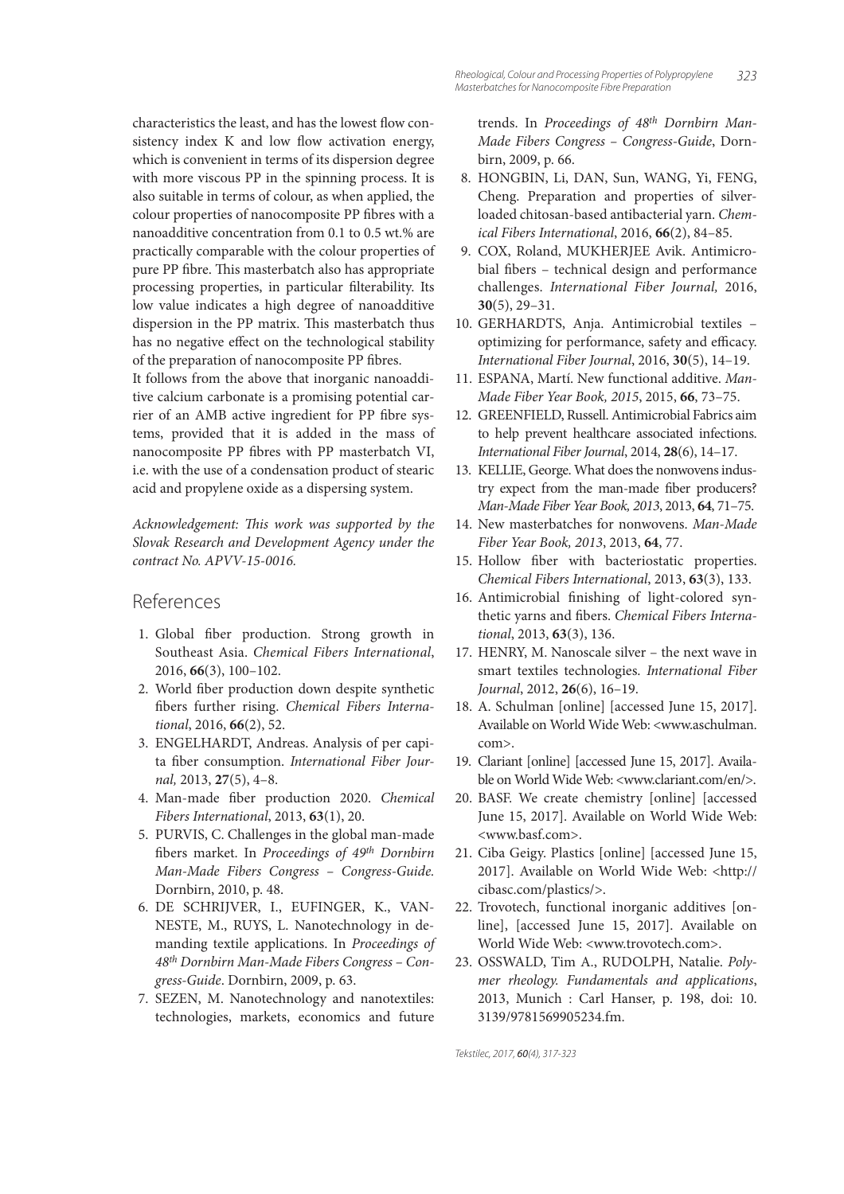characteristics the least, and has the lowest flow consistency index K and low flow activation energy, which is convenient in terms of its dispersion degree with more viscous PP in the spinning process. It is also suitable in terms of colour, as when applied, the colour properties of nanocomposite PP fibres with a nanoadditive concentration from 0.1 to 0.5 wt.% are practically comparable with the colour properties of pure PP fibre. This masterbatch also has appropriate processing properties, in particular filterability. Its low value indicates a high degree of nanoadditive dispersion in the PP matrix. This masterbatch thus has no negative effect on the technological stability of the preparation of nanocomposite PP fibres.

It follows from the above that inorganic nanoadditive calcium carbonate is a promising potential carrier of an AMB active ingredient for PP fibre systems, provided that it is added in the mass of nanocomposite PP fibres with PP masterbatch VI, i.e. with the use of a condensation product of stearic acid and propylene oxide as a dispersing system.

*Acknowledgement: This work was supported by the Slovak Research and Development Agency under the contract No. APVV-15-0016.*

## References

1. Global fiber production. Strong growth in Southeast Asia. *Chemical Fibers International*, 2016, **66**(3), 100–102.
2. World fiber production down despite synthetic fibers further rising. *Chemical Fibers International*, 2016, **66**(2), 52.
3. ENGELHARDT, Andreas. Analysis of per capita fiber consumption. *International Fiber Journal,* 2013, **27**(5), 4–8.
4. Man-made fiber production 2020. *Chemical Fibers International*, 2013, **63**(1), 20.
5. PURVIS, C. Challenges in the global man-made fibers market. In *Proceedings of 49th Dornbirn Man-Made Fibers Congress – Congress-Guide.* Dornbirn, 2010, p. 48.
6. DE SCHRIJVER, I., EUFINGER, K., VANNESTE, M., RUYS, L. Nanotechnology in demanding textile applications. In *Proceedings of 48th Dornbirn Man-Made Fibers Congress – Congress-Guide*. Dornbirn, 2009, p. 63.
7. SEZEN, M. Nanotechnology and nanotextiles: technologies, markets, economics and future trends. In *Proceedings of 48th Dornbirn Man-Made Fibers Congress – Congress-Guide*, Dornbirn, 2009, p. 66.
8. HONGBIN, Li, DAN, Sun, WANG, Yi, FENG, Cheng. Preparation and properties of silver-loaded chitosan-based antibacterial yarn. *Chemical Fibers International*, 2016, **66**(2), 84–85.
9. COX, Roland, MUKHERJEE Avik. Antimicrobial fibers – technical design and performance challenges. *International Fiber Journal,* 2016, **30**(5), 29–31.
10. GERHARDTS, Anja. Antimicrobial textiles – optimizing for performance, safety and efficacy. *International Fiber Journal*, 2016, **30**(5), 14–19.
11. ESPANA, Martí. New functional additive. *Man-Made Fiber Year Book, 2015*, 2015, **66**, 73–75.
12. GREENFIELD, Russell. Antimicrobial Fabrics aim to help prevent healthcare associated infections. *International Fiber Journal*, 2014, **28**(6), 14–17.
13. KELLIE, George. What does the nonwovens industry expect from the man-made fiber producers? *Man-Made Fiber Year Book, 2013*, 2013, **64**, 71–75.
14. New masterbatches for nonwovens. *Man-Made Fiber Year Book, 2013*, 2013, **64**, 77.
15. Hollow fiber with bacteriostatic properties. *Chemical Fibers International*, 2013, **63**(3), 133.
16. Antimicrobial finishing of light-colored synthetic yarns and fibers. *Chemical Fibers International*, 2013, **63**(3), 136.
17. HENRY, M. Nanoscale silver – the next wave in smart textiles technologies. *International Fiber Journal*, 2012, **26**(6), 16–19.
18. A. Schulman [online] [accessed June 15, 2017]. Available on World Wide Web: <www.aschulman.com>.
19. Clariant [online] [accessed June 15, 2017]. Available on World Wide Web: <www.clariant.com/en/>.
20. BASF. We create chemistry [online] [accessed June 15, 2017]. Available on World Wide Web: <www.basf.com>.
21. Ciba Geigy. Plastics [online] [accessed June 15, 2017]. Available on World Wide Web: <http://cibasc.com/plastics/>.
22. Trovotech, functional inorganic additives [online], [accessed June 15, 2017]. Available on World Wide Web: <www.trovotech.com>.
23. OSSWALD, Tim A., RUDOLPH, Natalie. *Polymer rheology. Fundamentals and applications*, 2013, Munich : Carl Hanser, p. 198, doi: 10.3139/9781569905234.fm.